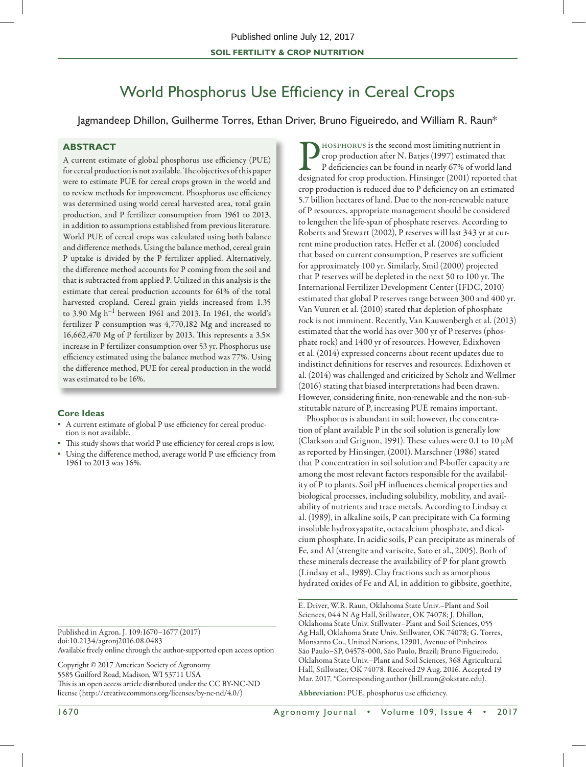Published online July 12, 2017

**SOIL FERTILITY & CROP NUTRITION**

# World Phosphorus Use Efficiency in Cereal Crops

Jagmandeep Dhillon, Guilherme Torres, Ethan Driver, Bruno Figueiredo, and William R. Raun*

## ABSTRACT

A current estimate of global phosphorus use efficiency (PUE) for cereal production is not available. The objectives of this paper were to estimate PUE for cereal crops grown in the world and to review methods for improvement. Phosphorus use efficiency was determined using world cereal harvested area, total grain production, and P fertilizer consumption from 1961 to 2013, in addition to assumptions established from previous literature. World PUE of cereal crops was calculated using both balance and difference methods. Using the balance method, cereal grain P uptake is divided by the P fertilizer applied. Alternatively, the difference method accounts for P coming from the soil and that is subtracted from applied P. Utilized in this analysis is the estimate that cereal production accounts for 61% of the total harvested cropland. Cereal grain yields increased from 1.35 to 3.90 Mg $h^{-1}$ between 1961 and 2013. In 1961, the world's fertilizer P consumption was 4,770,182 Mg and increased to 16,662,470 Mg of P fertilizer by 2013. This represents a 3.5× increase in P fertilizer consumption over 53 yr. Phosphorus use efficiency estimated using the balance method was 77%. Using the difference method, PUE for cereal production in the world was estimated to be 16%.

### Core Ideas

- A current estimate of global P use efficiency for cereal production is not available.
- This study shows that world P use efficiency for cereal crops is low.
- Using the difference method, average world P use efficiency from 1961 to 2013 was 16%.

Published in Agron. J. 109:1670–1677 (2017)
doi:10.2134/agronj2016.08.0483
Available freely online through the author-supported open access option

Copyright © 2017 American Society of Agronomy
5585 Guilford Road, Madison, WI 53711 USA
This is an open access article distributed under the CC BY-NC-ND license (http://creativecommons.org/licenses/by-nc-nd/4.0/)

Phosphorus is the second most limiting nutrient in crop production after N. Batjes (1997) estimated that P deficiencies can be found in nearly 67% of world land designated for crop production. Hinsinger (2001) reported that crop production is reduced due to P deficiency on an estimated 5.7 billion hectares of land. Due to the non-renewable nature of P resources, appropriate management should be considered to lengthen the life-span of phosphate reserves. According to Roberts and Stewart (2002), P reserves will last 343 yr at current mine production rates. Heffer et al. (2006) concluded that based on current consumption, P reserves are sufficient for approximately 100 yr. Similarly, Smil (2000) projected that P reserves will be depleted in the next 50 to 100 yr. The International Fertilizer Development Center (IFDC, 2010) estimated that global P reserves range between 300 and 400 yr. Van Vuuren et al. (2010) stated that depletion of phosphate rock is not imminent. Recently, Van Kauwenbergh et al. (2013) estimated that the world has over 300 yr of P reserves (phosphate rock) and 1400 yr of resources. However, Edixhoven et al. (2014) expressed concerns about recent updates due to indistinct definitions for reserves and resources. Edixhoven et al. (2014) was challenged and criticized by Scholz and Wellmer (2016) stating that biased interpretations had been drawn. However, considering finite, non-renewable and the non-substitutable nature of P, increasing PUE remains important.

Phosphorus is abundant in soil; however, the concentration of plant available P in the soil solution is generally low (Clarkson and Grignon, 1991). These values were 0.1 to 10 µM as reported by Hinsinger, (2001). Marschner (1986) stated that P concentration in soil solution and P-buffer capacity are among the most relevant factors responsible for the availability of P to plants. Soil pH influences chemical properties and biological processes, including solubility, mobility, and availability of nutrients and trace metals. According to Lindsay et al. (1989), in alkaline soils, P can precipitate with Ca forming insoluble hydroxyapatite, octacalcium phosphate, and dicalcium phosphate. In acidic soils, P can precipitate as minerals of Fe, and Al (strengite and variscite, Sato et al., 2005). Both of these minerals decrease the availability of P for plant growth (Lindsay et al., 1989). Clay fractions such as amorphous hydrated oxides of Fe and Al, in addition to gibbsite, goethite,

E. Driver, W.R. Raun, Oklahoma State Univ.–Plant and Soil Sciences, 044 N Ag Hall, Stillwater, OK 74078; J. Dhillon, Oklahoma State Univ. Stillwater–Plant and Soil Sciences, 055 Ag Hall, Oklahoma State Univ. Stillwater, OK 74078; G. Torres, Monsanto Co., United Nations, 12901, Avenue of Pinheiros São Paulo–SP, 04578-000, São Paulo, Brazil; Bruno Figueiredo, Oklahoma State Univ.–Plant and Soil Sciences, 368 Agricultural Hall, Stillwater, OK 74078. Received 29 Aug. 2016. Accepted 19 Mar. 2017. *Corresponding author (bill.raun@okstate.edu).

**Abbreviation:** PUE, phosphorus use efficiency.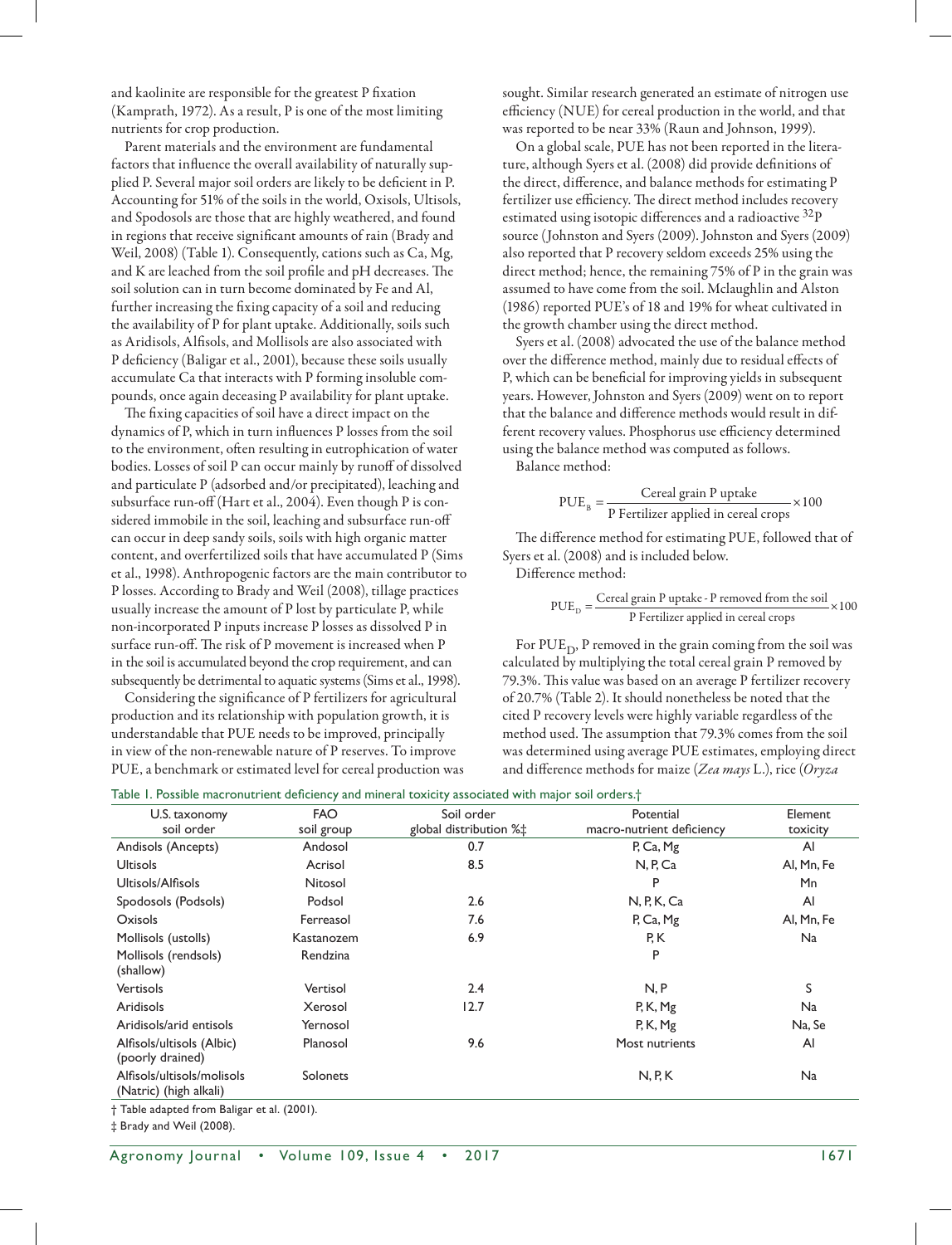and kaolinite are responsible for the greatest P fixation (Kamprath, 1972). As a result, P is one of the most limiting nutrients for crop production.

Parent materials and the environment are fundamental factors that influence the overall availability of naturally supplied P. Several major soil orders are likely to be deficient in P. Accounting for 51% of the soils in the world, Oxisols, Ultisols, and Spodosols are those that are highly weathered, and found in regions that receive significant amounts of rain (Brady and Weil, 2008) (Table 1). Consequently, cations such as Ca, Mg, and K are leached from the soil profile and pH decreases. The soil solution can in turn become dominated by Fe and Al, further increasing the fixing capacity of a soil and reducing the availability of P for plant uptake. Additionally, soils such as Aridisols, Alfisols, and Mollisols are also associated with P deficiency (Baligar et al., 2001), because these soils usually accumulate Ca that interacts with P forming insoluble compounds, once again deceasing P availability for plant uptake.

The fixing capacities of soil have a direct impact on the dynamics of P, which in turn influences P losses from the soil to the environment, often resulting in eutrophication of water bodies. Losses of soil P can occur mainly by runoff of dissolved and particulate P (adsorbed and/or precipitated), leaching and subsurface run-off (Hart et al., 2004). Even though P is considered immobile in the soil, leaching and subsurface run-off can occur in deep sandy soils, soils with high organic matter content, and overfertilized soils that have accumulated P (Sims et al., 1998). Anthropogenic factors are the main contributor to P losses. According to Brady and Weil (2008), tillage practices usually increase the amount of P lost by particulate P, while non-incorporated P inputs increase P losses as dissolved P in surface run-off. The risk of P movement is increased when P in the soil is accumulated beyond the crop requirement, and can subsequently be detrimental to aquatic systems (Sims et al., 1998).

Considering the significance of P fertilizers for agricultural production and its relationship with population growth, it is understandable that PUE needs to be improved, principally in view of the non-renewable nature of P reserves. To improve PUE, a benchmark or estimated level for cereal production was sought. Similar research generated an estimate of nitrogen use efficiency (NUE) for cereal production in the world, and that was reported to be near 33% (Raun and Johnson, 1999).

On a global scale, PUE has not been reported in the literature, although Syers et al. (2008) did provide definitions of the direct, difference, and balance methods for estimating P fertilizer use efficiency. The direct method includes recovery estimated using isotopic differences and a radioactive $^{32}P$ source (Johnston and Syers (2009). Johnston and Syers (2009) also reported that P recovery seldom exceeds 25% using the direct method; hence, the remaining 75% of P in the grain was assumed to have come from the soil. Mclaughlin and Alston (1986) reported PUE's of 18 and 19% for wheat cultivated in the growth chamber using the direct method.

Syers et al. (2008) advocated the use of the balance method over the difference method, mainly due to residual effects of P, which can be beneficial for improving yields in subsequent years. However, Johnston and Syers (2009) went on to report that the balance and difference methods would result in different recovery values. Phosphorus use efficiency determined using the balance method was computed as follows.

Balance method:

$$PUE_B = \frac{\text{Cereal grain P uptake}}{\text{P Fertilizer applied in cereal crops}} \times 100$$

The difference method for estimating PUE, followed that of Syers et al. (2008) and is included below.

Difference method:

$$PUE_D = \frac{\text{Cereal grain P uptake - P removed from the soil}}{\text{P Fertilizer applied in cereal crops}} \times 100$$

For $PUE_D$, P removed in the grain coming from the soil was calculated by multiplying the total cereal grain P removed by 79.3%. This value was based on an average P fertilizer recovery of 20.7% (Table 2). It should nonetheless be noted that the cited P recovery levels were highly variable regardless of the method used. The assumption that 79.3% comes from the soil was determined using average PUE estimates, employing direct and difference methods for maize (*Zea mays* L.), rice (*Oryza*

Table 1. Possible macronutrient deficiency and mineral toxicity associated with major soil orders.†

| U.S. taxonomy soil order | FAO soil group | Soil order global distribution %‡ | Potential macro-nutrient deficiency | Element toxicity |
|---|---|---|---|---|
| Andisols (Ancepts) | Andosol | 0.7 | P, Ca, Mg | Al |
| Ultisols | Acrisol | 8.5 | N, P, Ca | Al, Mn, Fe |
| Ultisols/Alfisols | Nitosol | | P | Mn |
| Spodosols (Podsols) | Podsol | 2.6 | N, P, K, Ca | Al |
| Oxisols | Ferreasol | 7.6 | P, Ca, Mg | Al, Mn, Fe |
| Mollisols (ustolls) | Kastanozem | 6.9 | P, K | Na |
| Mollisols (rendsols) (shallow) | Rendzina | | P | |
| Vertisols | Vertisol | 2.4 | N, P | S |
| Aridisols | Xerosol | 12.7 | P, K, Mg | Na |
| Aridisols/arid entisols | Yernosol | | P, K, Mg | Na, Se |
| Alfisols/ultisols (Albic) (poorly drained) | Planosol | 9.6 | Most nutrients | Al |
| Alfisols/ultisols/molisols (Natric) (high alkali) | Solonets | | N, P, K | Na |

† Table adapted from Baligar et al. (2001).

‡ Brady and Weil (2008).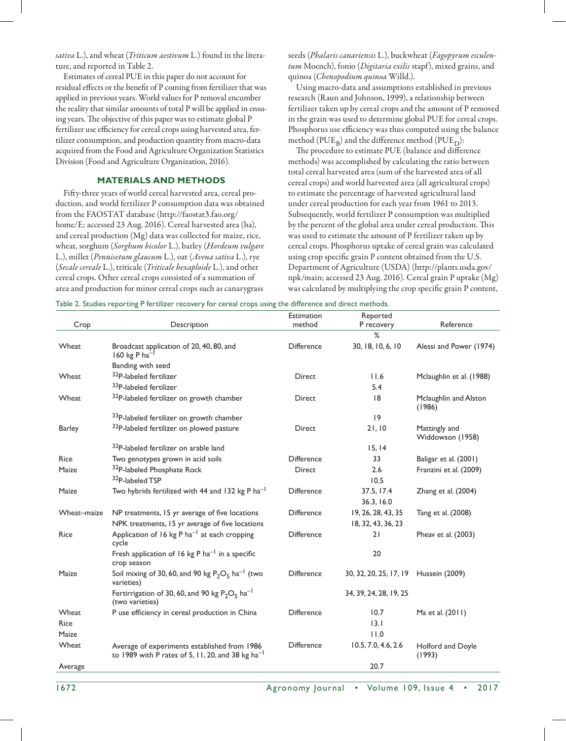*sativa* L.), and wheat (*Triticum aestivum* L.) found in the literature, and reported in Table 2.

Estimates of cereal PUE in this paper do not account for residual effects or the benefit of P coming from fertilizer that was applied in previous years. World values for P removal encumber the reality that similar amounts of total P will be applied in ensuing years. The objective of this paper was to estimate global P fertilizer use efficiency for cereal crops using harvested area, fertilizer consumption, and production quantity from macro-data acquired from the Food and Agriculture Organization Statistics Division (Food and Agriculture Organization, 2016).

## MATERIALS AND METHODS

Fifty-three years of world cereal harvested area, cereal production, and world fertilizer P consumption data was obtained from the FAOSTAT database (http://faostat3.fao.org/home/E; accessed 23 Aug. 2016). Cereal harvested area (ha), and cereal production (Mg) data was collected for maize, rice, wheat, sorghum (*Sorghum bicolor* L.), barley (*Hordeum vulgare* L.), millet (*Pennisetum glaucum* L.), oat (*Avena sativa* L.), rye (*Secale cereale* L.), triticale (*Triticale hexaploide* L.), and other cereal crops. Other cereal crops consisted of a summation of area and production for minor cereal crops such as canarygrass seeds (*Phalaris canariensis* L.), buckwheat (*Fagopyrum esculentum* Moench), fonio (*Digitaria exilis* stapf), mixed grains, and quinoa (*Chenopodium quinoa* Willd.).

Using macro-data and assumptions established in previous research (Raun and Johnson, 1999), a relationship between fertilizer taken up by cereal crops and the amount of P removed in the grain was used to determine global PUE for cereal crops. Phosphorus use efficiency was thus computed using the balance method ($PUE_B$) and the difference method ($PUE_D$):

The procedure to estimate PUE (balance and difference methods) was accomplished by calculating the ratio between total cereal harvested area (sum of the harvested area of all cereal crops) and world harvested area (all agricultural crops) to estimate the percentage of harvested agricultural land under cereal production for each year from 1961 to 2013. Subsequently, world fertilizer P consumption was multiplied by the percent of the global area under cereal production. This was used to estimate the amount of P fertilizer taken up by cereal crops. Phosphorus uptake of cereal grain was calculated using crop specific grain P content obtained from the U.S. Department of Agriculture (USDA) (http://plants.usda.gov/npk/main; accessed 23 Aug. 2016). Cereal grain P uptake (Mg) was calculated by multiplying the crop specific grain P content,

Table 2. Studies reporting P fertilizer recovery for cereal crops using the difference and direct methods.

| Crop | Description | Estimation method | Reported P recovery | Reference |
|---|---|---|---|---|
| | | | % | |
| Wheat | Broadcast application of 20, 40, 80, and 160 kg P $ha^{-1}$ | Difference | 30, 18, 10, 6, 10 | Alessi and Power (1974) |
| | Banding with seed | | | |
| Wheat | $^{32}P$-labeled fertilizer | Direct | 11.6 | Mclaughlin et al. (1988) |
| | $^{33}P$-labeled fertilizer | | 5.4 | |
| Wheat | $^{32}P$-labeled fertilizer on growth chamber | Direct | 18 | Mclaughlin and Alston (1986) |
| | $^{33}P$-labeled fertilizer on growth chamber | | 19 | |
| Barley | $^{32}P$-labeled fertilizer on plowed pasture | Direct | 21, 10 | Mattingly and Widdowson (1958) |
| | $^{32}P$-labeled fertilizer on arable land | | 15, 14 | |
| Rice | Two genotypes grown in acid soils | Difference | 33 | Baligar et al. (2001) |
| Maize | $^{32}P$-labeled Phosphate Rock | Direct | 2.6 | Franzini et al. (2009) |
| | $^{32}P$-labeled TSP | | 10.5 | |
| Maize | Two hybrids fertilized with 44 and 132 kg P $ha^{-1}$ | Difference | 37.5, 17.4 | Zhang et al. (2004) |
| | | | 36.3, 16.0 | |
| Wheat–maize | NP treatments, 15 yr average of five locations | Difference | 19, 26, 28, 43, 35 | Tang et al. (2008) |
| | NPK treatments, 15 yr average of five locations | | 18, 32, 43, 36, 23 | |
| Rice | Application of 16 kg P $ha^{-1}$ at each cropping cycle | Difference | 21 | Pheav et al. (2003) |
| | Fresh application of 16 kg P $ha^{-1}$ in a specific crop season | | 20 | |
| Maize | Soil mixing of 30, 60, and 90 kg $P_2O_5$ $ha^{-1}$ (two varieties) | Difference | 30, 32, 20, 25, 17, 19 | Hussein (2009) |
| | Fertirrigation of 30, 60, and 90 kg $P_2O_5$ $ha^{-1}$ (two varieties) | | 34, 39, 24, 28, 19, 25 | |
| Wheat | P use efficiency in cereal production in China | Difference | 10.7 | Ma et al. (2011) |
| Rice | | | 13.1 | |
| Maize | | | 11.0 | |
| Wheat | Average of experiments established from 1986 to 1989 with P rates of 5, 11, 20, and 38 kg $ha^{-1}$ | Difference | 10.5, 7.0, 4.6, 2.6 | Holford and Doyle (1993) |
| Average | | | 20.7 | |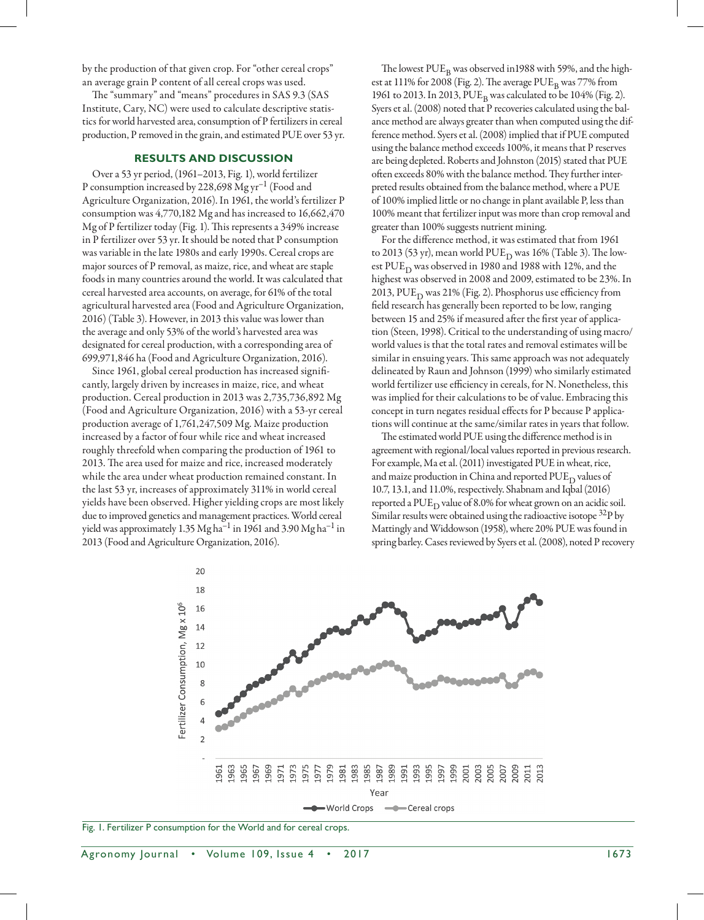by the production of that given crop. For "other cereal crops" an average grain P content of all cereal crops was used.

The "summary" and "means" procedures in SAS 9.3 (SAS Institute, Cary, NC) were used to calculate descriptive statistics for world harvested area, consumption of P fertilizers in cereal production, P removed in the grain, and estimated PUE over 53 yr.

## RESULTS AND DISCUSSION

Over a 53 yr period, (1961–2013, Fig. 1), world fertilizer P consumption increased by 228,698 Mg $yr^{-1}$ (Food and Agriculture Organization, 2016). In 1961, the world's fertilizer P consumption was 4,770,182 Mg and has increased to 16,662,470 Mg of P fertilizer today (Fig. 1). This represents a 349% increase in P fertilizer over 53 yr. It should be noted that P consumption was variable in the late 1980s and early 1990s. Cereal crops are major sources of P removal, as maize, rice, and wheat are staple foods in many countries around the world. It was calculated that cereal harvested area accounts, on average, for 61% of the total agricultural harvested area (Food and Agriculture Organization, 2016) (Table 3). However, in 2013 this value was lower than the average and only 53% of the world's harvested area was designated for cereal production, with a corresponding area of 699,971,846 ha (Food and Agriculture Organization, 2016).

Since 1961, global cereal production has increased significantly, largely driven by increases in maize, rice, and wheat production. Cereal production in 2013 was 2,735,736,892 Mg (Food and Agriculture Organization, 2016) with a 53-yr cereal production average of 1,761,247,509 Mg. Maize production increased by a factor of four while rice and wheat increased roughly threefold when comparing the production of 1961 to 2013. The area used for maize and rice, increased moderately while the area under wheat production remained constant. In the last 53 yr, increases of approximately 311% in world cereal yields have been observed. Higher yielding crops are most likely due to improved genetics and management practices. World cereal yield was approximately 1.35 Mg $ha^{-1}$ in 1961 and 3.90 Mg $ha^{-1}$ in 2013 (Food and Agriculture Organization, 2016).

The lowest $PUE_B$ was observed in1988 with 59%, and the highest at 111% for 2008 (Fig. 2). The average $PUE_B$ was 77% from 1961 to 2013. In 2013, $PUE_B$ was calculated to be 104% (Fig. 2). Syers et al. (2008) noted that P recoveries calculated using the balance method are always greater than when computed using the difference method. Syers et al. (2008) implied that if PUE computed using the balance method exceeds 100%, it means that P reserves are being depleted. Roberts and Johnston (2015) stated that PUE often exceeds 80% with the balance method. They further interpreted results obtained from the balance method, where a PUE of 100% implied little or no change in plant available P, less than 100% meant that fertilizer input was more than crop removal and greater than 100% suggests nutrient mining.

For the difference method, it was estimated that from 1961 to 2013 (53 yr), mean world $PUE_D$ was 16% (Table 3). The lowest $PUE_D$ was observed in 1980 and 1988 with 12%, and the highest was observed in 2008 and 2009, estimated to be 23%. In 2013, $PUE_D$ was 21% (Fig. 2). Phosphorus use efficiency from field research has generally been reported to be low, ranging between 15 and 25% if measured after the first year of application (Steen, 1998). Critical to the understanding of using macro/world values is that the total rates and removal estimates will be similar in ensuing years. This same approach was not adequately delineated by Raun and Johnson (1999) who similarly estimated world fertilizer use efficiency in cereals, for N. Nonetheless, this was implied for their calculations to be of value. Embracing this concept in turn negates residual effects for P because P applications will continue at the same/similar rates in years that follow.

The estimated world PUE using the difference method is in agreement with regional/local values reported in previous research. For example, Ma et al. (2011) investigated PUE in wheat, rice, and maize production in China and reported $PUE_D$ values of 10.7, 13.1, and 11.0%, respectively. Shabnam and Iqbal (2016) reported a $PUE_D$ value of 8.0% for wheat grown on an acidic soil. Similar results were obtained using the radioactive isotope $^{32}P$ by Mattingly and Widdowson (1958), where 20% PUE was found in spring barley. Cases reviewed by Syers et al. (2008), noted P recovery

Fig. 1. Fertilizer P consumption for the World and for cereal crops.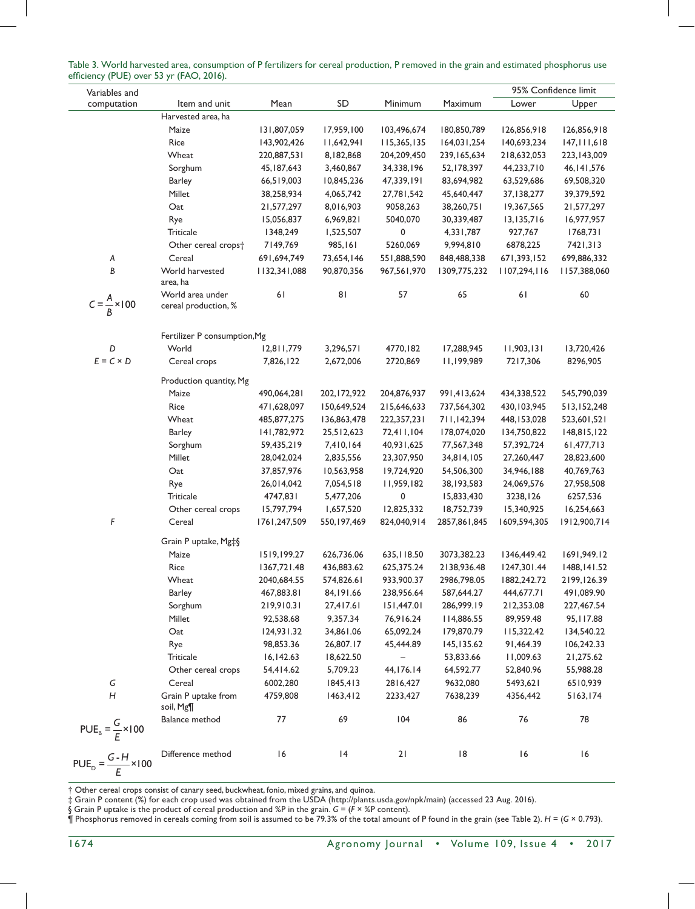Table 3. World harvested area, consumption of P fertilizers for cereal production, P removed in the grain and estimated phosphorus use efficiency (PUE) over 53 yr (FAO, 2016).

| Variables and computation | Item and unit | Mean | SD | Minimum | Maximum | 95% Confidence limit | |
|---|---|---|---|---|---|---|---|
| | | | | | | Lower | Upper |
| | Harvested area, ha | | | | | | |
| | Maize | 131,807,059 | 17,959,100 | 103,496,674 | 180,850,789 | 126,856,918 | 126,856,918 |
| | Rice | 143,902,426 | 11,642,941 | 115,365,135 | 164,031,254 | 140,693,234 | 147,111,618 |
| | Wheat | 220,887,531 | 8,182,868 | 204,209,450 | 239,165,634 | 218,632,053 | 223,143,009 |
| | Sorghum | 45,187,643 | 3,460,867 | 34,338,196 | 52,178,397 | 44,233,710 | 46,141,576 |
| | Barley | 66,519,003 | 10,845,236 | 47,339,191 | 83,694,982 | 63,529,686 | 69,508,320 |
| | Millet | 38,258,934 | 4,065,742 | 27,781,542 | 45,640,447 | 37,138,277 | 39,379,592 |
| | Oat | 21,577,297 | 8,016,903 | 9058,263 | 38,260,751 | 19,367,565 | 21,577,297 |
| | Rye | 15,056,837 | 6,969,821 | 5040,070 | 30,339,487 | 13,135,716 | 16,977,957 |
| | Triticale | 1348,249 | 1,525,507 | 0 | 4,331,787 | 927,767 | 1768,731 |
| | Other cereal crops† | 7149,769 | 985,161 | 5260,069 | 9,994,810 | 6878,225 | 7421,313 |
| $A$ | Cereal | 691,694,749 | 73,654,146 | 551,888,590 | 848,488,338 | 671,393,152 | 699,886,332 |
| $B$ | World harvested area, ha | 1132,341,088 | 90,870,356 | 967,561,970 | 1309,775,232 | 1107,294,116 | 1157,388,060 |
| $C = \frac{A}{B} \times 100$ | World area under cereal production, % | 61 | 81 | 57 | 65 | 61 | 60 |
| | Fertilizer P consumption, Mg | | | | | | |
| $D$ | World | 12,811,779 | 3,296,571 | 4770,182 | 17,288,945 | 11,903,131 | 13,720,426 |
| $E = C \times D$ | Cereal crops | 7,826,122 | 2,672,006 | 2720,869 | 11,199,989 | 7217,306 | 8296,905 |
| | Production quantity, Mg | | | | | | |
| | Maize | 490,064,281 | 202,172,922 | 204,876,937 | 991,413,624 | 434,338,522 | 545,790,039 |
| | Rice | 471,628,097 | 150,649,524 | 215,646,633 | 737,564,302 | 430,103,945 | 513,152,248 |
| | Wheat | 485,877,275 | 136,863,478 | 222,357,231 | 711,142,394 | 448,153,028 | 523,601,521 |
| | Barley | 141,782,972 | 25,512,623 | 72,411,104 | 178,074,020 | 134,750,822 | 148,815,122 |
| | Sorghum | 59,435,219 | 7,410,164 | 40,931,625 | 77,567,348 | 57,392,724 | 61,477,713 |
| | Millet | 28,042,024 | 2,835,556 | 23,307,950 | 34,814,105 | 27,260,447 | 28,823,600 |
| | Oat | 37,857,976 | 10,563,958 | 19,724,920 | 54,506,300 | 34,946,188 | 40,769,763 |
| | Rye | 26,014,042 | 7,054,518 | 11,959,182 | 38,193,583 | 24,069,576 | 27,958,508 |
| | Triticale | 4747,831 | 5,477,206 | 0 | 15,833,430 | 3238,126 | 6257,536 |
| | Other cereal crops | 15,797,794 | 1,657,520 | 12,825,332 | 18,752,739 | 15,340,925 | 16,254,663 |
| $F$ | Cereal | 1761,247,509 | 550,197,469 | 824,040,914 | 2857,861,845 | 1609,594,305 | 1912,900,714 |
| | Grain P uptake, Mg‡§ | | | | | | |
| | Maize | 1519,199.27 | 626,736.06 | 635,118.50 | 3073,382.23 | 1346,449.42 | 1691,949.12 |
| | Rice | 1367,721.48 | 436,883.62 | 625,375.24 | 2138,936.48 | 1247,301.44 | 1488,141.52 |
| | Wheat | 2040,684.55 | 574,826.61 | 933,900.37 | 2986,798.05 | 1882,242.72 | 2199,126.39 |
| | Barley | 467,883.81 | 84,191.66 | 238,956.64 | 587,644.27 | 444,677.71 | 491,089.90 |
| | Sorghum | 219,910.31 | 27,417.61 | 151,447.01 | 286,999.19 | 212,353.08 | 227,467.54 |
| | Millet | 92,538.68 | 9,357.34 | 76,916.24 | 114,886.55 | 89,959.48 | 95,117.88 |
| | Oat | 124,931.32 | 34,861.06 | 65,092.24 | 179,870.79 | 115,322.42 | 134,540.22 |
| | Rye | 98,853.36 | 26,807.17 | 45,444.89 | 145,135.62 | 91,464.39 | 106,242.33 |
| | Triticale | 16,142.63 | 18,622.50 | – | 53,833.66 | 11,009.63 | 21,275.62 |
| | Other cereal crops | 54,414.62 | 5,709.23 | 44,176.14 | 64,592.77 | 52,840.96 | 55,988.28 |
| $G$ | Cereal | 6002,280 | 1845,413 | 2816,427 | 9632,080 | 5493,621 | 6510,939 |
| $H$ | Grain P uptake from soil, Mg¶ | 4759,808 | 1463,412 | 2233,427 | 7638,239 | 4356,442 | 5163,174 |
| $PUE_B = \frac{G}{E} \times 100$ | Balance method | 77 | 69 | 104 | 86 | 76 | 78 |
| $PUE_D = \frac{G - H}{E} \times 100$ | Difference method | 16 | 14 | 21 | 18 | 16 | 16 |

† Other cereal crops consist of canary seed, buckwheat, fonio, mixed grains, and quinoa.

‡ Grain P content (%) for each crop used was obtained from the USDA (http://plants.usda.gov/npk/main) (accessed 23 Aug. 2016).

§ Grain P uptake is the product of cereal production and %P in the grain. $G = (F \times \%P \text{ content})$.

¶ Phosphorus removed in cereals coming from soil is assumed to be 79.3% of the total amount of P found in the grain (see Table 2). $H = (G \times 0.793)$.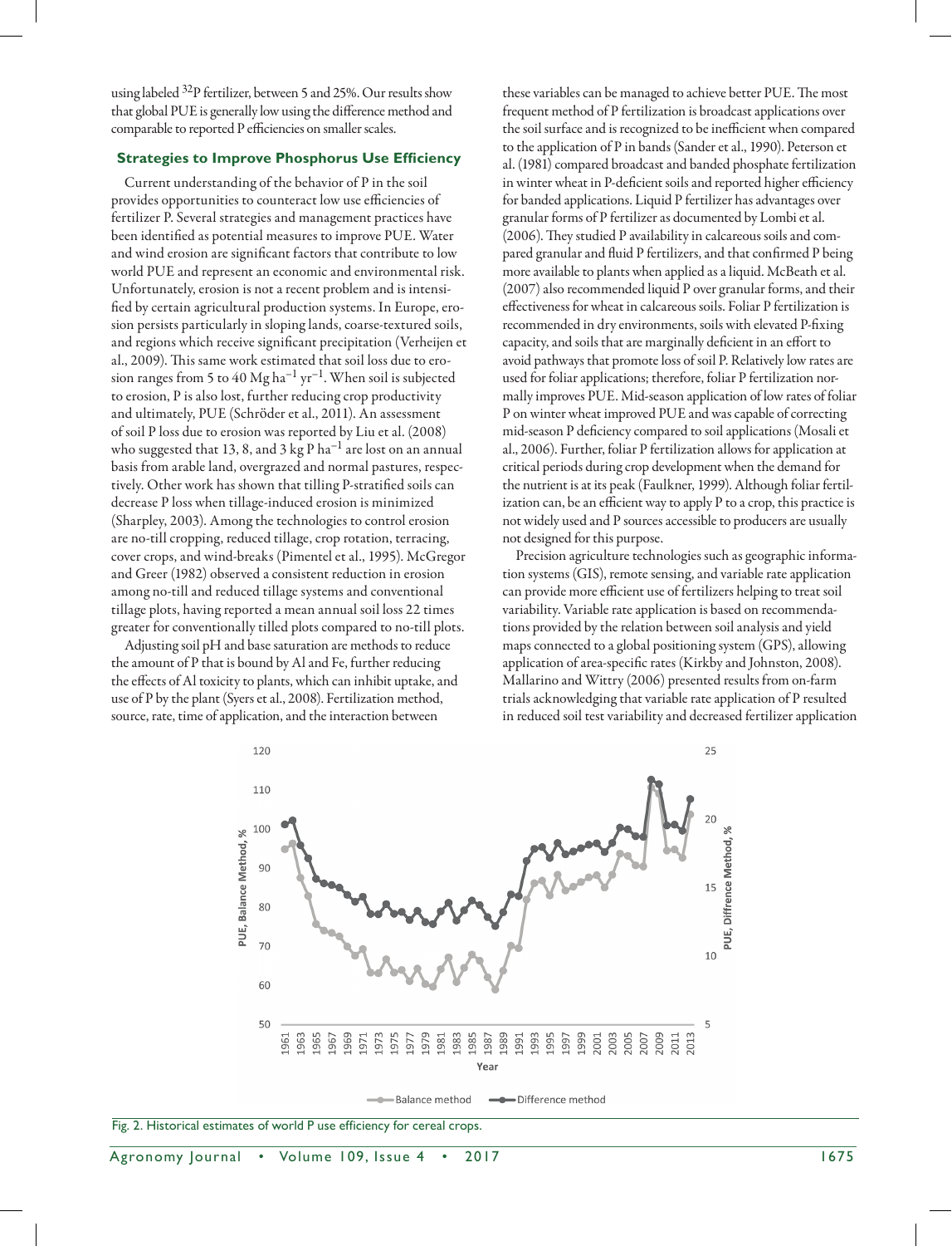using labeled $^{32}P$ fertilizer, between 5 and 25%. Our results show that global PUE is generally low using the difference method and comparable to reported P efficiencies on smaller scales.

### Strategies to Improve Phosphorus Use Efficiency

Current understanding of the behavior of P in the soil provides opportunities to counteract low use efficiencies of fertilizer P. Several strategies and management practices have been identified as potential measures to improve PUE. Water and wind erosion are significant factors that contribute to low world PUE and represent an economic and environmental risk. Unfortunately, erosion is not a recent problem and is intensified by certain agricultural production systems. In Europe, erosion persists particularly in sloping lands, coarse-textured soils, and regions which receive significant precipitation (Verheijen et al., 2009). This same work estimated that soil loss due to erosion ranges from 5 to 40 Mg $ha^{-1}$ $yr^{-1}$. When soil is subjected to erosion, P is also lost, further reducing crop productivity and ultimately, PUE (Schröder et al., 2011). An assessment of soil P loss due to erosion was reported by Liu et al. (2008) who suggested that 13, 8, and 3 kg P $ha^{-1}$ are lost on an annual basis from arable land, overgrazed and normal pastures, respectively. Other work has shown that tilling P-stratified soils can decrease P loss when tillage-induced erosion is minimized (Sharpley, 2003). Among the technologies to control erosion are no-till cropping, reduced tillage, crop rotation, terracing, cover crops, and wind-breaks (Pimentel et al., 1995). McGregor and Greer (1982) observed a consistent reduction in erosion among no-till and reduced tillage systems and conventional tillage plots, having reported a mean annual soil loss 22 times greater for conventionally tilled plots compared to no-till plots.

Adjusting soil pH and base saturation are methods to reduce the amount of P that is bound by Al and Fe, further reducing the effects of Al toxicity to plants, which can inhibit uptake, and use of P by the plant (Syers et al., 2008). Fertilization method, source, rate, time of application, and the interaction between these variables can be managed to achieve better PUE. The most frequent method of P fertilization is broadcast applications over the soil surface and is recognized to be inefficient when compared to the application of P in bands (Sander et al., 1990). Peterson et al. (1981) compared broadcast and banded phosphate fertilization in winter wheat in P-deficient soils and reported higher efficiency for banded applications. Liquid P fertilizer has advantages over granular forms of P fertilizer as documented by Lombi et al. (2006). They studied P availability in calcareous soils and compared granular and fluid P fertilizers, and that confirmed P being more available to plants when applied as a liquid. McBeath et al. (2007) also recommended liquid P over granular forms, and their effectiveness for wheat in calcareous soils. Foliar P fertilization is recommended in dry environments, soils with elevated P-fixing capacity, and soils that are marginally deficient in an effort to avoid pathways that promote loss of soil P. Relatively low rates are used for foliar applications; therefore, foliar P fertilization normally improves PUE. Mid-season application of low rates of foliar P on winter wheat improved PUE and was capable of correcting mid-season P deficiency compared to soil applications (Mosali et al., 2006). Further, foliar P fertilization allows for application at critical periods during crop development when the demand for the nutrient is at its peak (Faulkner, 1999). Although foliar fertilization can, be an efficient way to apply P to a crop, this practice is not widely used and P sources accessible to producers are usually not designed for this purpose.

Precision agriculture technologies such as geographic information systems (GIS), remote sensing, and variable rate application can provide more efficient use of fertilizers helping to treat soil variability. Variable rate application is based on recommendations provided by the relation between soil analysis and yield maps connected to a global positioning system (GPS), allowing application of area-specific rates (Kirkby and Johnston, 2008). Mallarino and Wittry (2006) presented results from on-farm trials acknowledging that variable rate application of P resulted in reduced soil test variability and decreased fertilizer application

Fig. 2. Historical estimates of world P use efficiency for cereal crops.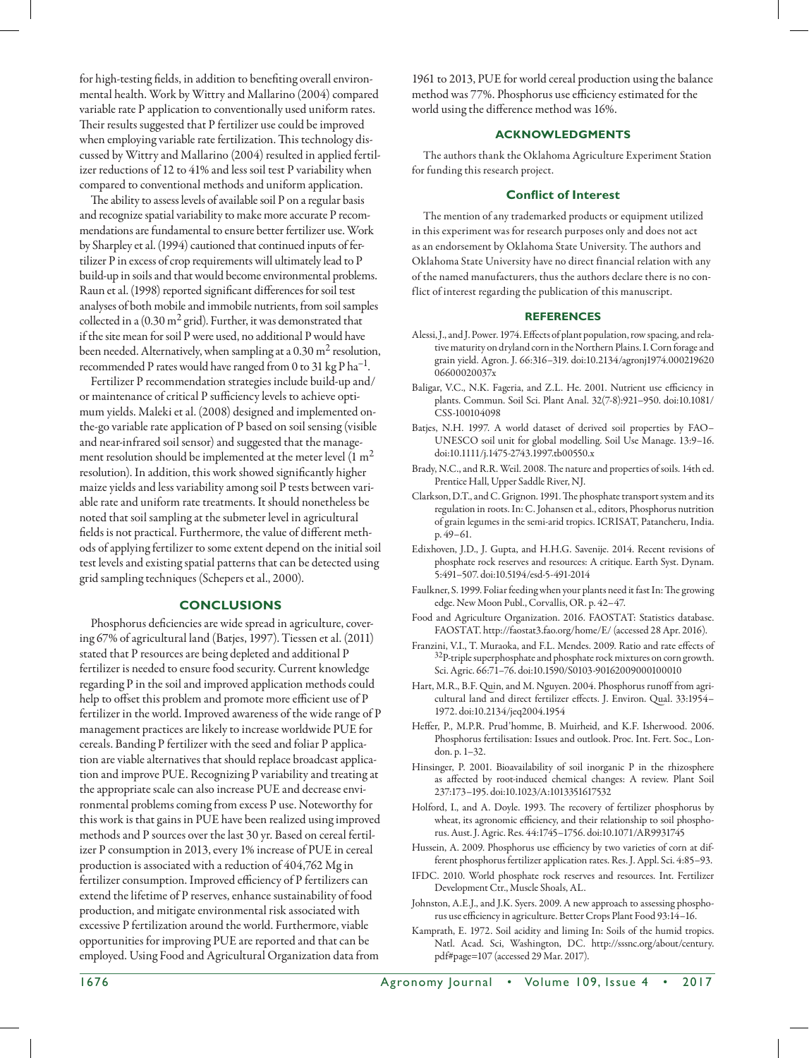for high-testing fields, in addition to benefiting overall environmental health. Work by Wittry and Mallarino (2004) compared variable rate P application to conventionally used uniform rates. Their results suggested that P fertilizer use could be improved when employing variable rate fertilization. This technology discussed by Wittry and Mallarino (2004) resulted in applied fertilizer reductions of 12 to 41% and less soil test P variability when compared to conventional methods and uniform application.

The ability to assess levels of available soil P on a regular basis and recognize spatial variability to make more accurate P recommendations are fundamental to ensure better fertilizer use. Work by Sharpley et al. (1994) cautioned that continued inputs of fertilizer P in excess of crop requirements will ultimately lead to P build-up in soils and that would become environmental problems. Raun et al. (1998) reported significant differences for soil test analyses of both mobile and immobile nutrients, from soil samples collected in a (0.30 $m^2$ grid). Further, it was demonstrated that if the site mean for soil P were used, no additional P would have been needed. Alternatively, when sampling at a 0.30 $m^2$ resolution, recommended P rates would have ranged from 0 to 31 kg P $ha^{-1}$.

Fertilizer P recommendation strategies include build-up and/or maintenance of critical P sufficiency levels to achieve optimum yields. Maleki et al. (2008) designed and implemented on-the-go variable rate application of P based on soil sensing (visible and near-infrared soil sensor) and suggested that the management resolution should be implemented at the meter level (1 $m^2$ resolution). In addition, this work showed significantly higher maize yields and less variability among soil P tests between variable rate and uniform rate treatments. It should nonetheless be noted that soil sampling at the submeter level in agricultural fields is not practical. Furthermore, the value of different methods of applying fertilizer to some extent depend on the initial soil test levels and existing spatial patterns that can be detected using grid sampling techniques (Schepers et al., 2000).

## CONCLUSIONS

Phosphorus deficiencies are wide spread in agriculture, covering 67% of agricultural land (Batjes, 1997). Tiessen et al. (2011) stated that P resources are being depleted and additional P fertilizer is needed to ensure food security. Current knowledge regarding P in the soil and improved application methods could help to offset this problem and promote more efficient use of P fertilizer in the world. Improved awareness of the wide range of P management practices are likely to increase worldwide PUE for cereals. Banding P fertilizer with the seed and foliar P application are viable alternatives that should replace broadcast application and improve PUE. Recognizing P variability and treating at the appropriate scale can also increase PUE and decrease environmental problems coming from excess P use. Noteworthy for this work is that gains in PUE have been realized using improved methods and P sources over the last 30 yr. Based on cereal fertilizer P consumption in 2013, every 1% increase of PUE in cereal production is associated with a reduction of 404,762 Mg in fertilizer consumption. Improved efficiency of P fertilizers can extend the lifetime of P reserves, enhance sustainability of food production, and mitigate environmental risk associated with excessive P fertilization around the world. Furthermore, viable opportunities for improving PUE are reported and that can be employed. Using Food and Agricultural Organization data from 1961 to 2013, PUE for world cereal production using the balance method was 77%. Phosphorus use efficiency estimated for the world using the difference method was 16%.

## ACKNOWLEDGMENTS

The authors thank the Oklahoma Agriculture Experiment Station for funding this research project.

## Conflict of Interest

The mention of any trademarked products or equipment utilized in this experiment was for research purposes only and does not act as an endorsement by Oklahoma State University. The authors and Oklahoma State University have no direct financial relation with any of the named manufacturers, thus the authors declare there is no conflict of interest regarding the publication of this manuscript.

## REFERENCES

Alessi, J., and J. Power. 1974. Effects of plant population, row spacing, and relative maturity on dryland corn in the Northern Plains. I. Corn forage and grain yield. Agron. J. 66:316–319. doi:10.2134/agronj1974.00021962006600020037x

Baligar, V.C., N.K. Fageria, and Z.L. He. 2001. Nutrient use efficiency in plants. Commun. Soil Sci. Plant Anal. 32(7-8):921–950. doi:10.1081/CSS-100104098

Batjes, N.H. 1997. A world dataset of derived soil properties by FAO–UNESCO soil unit for global modelling. Soil Use Manage. 13:9–16. doi:10.1111/j.1475-2743.1997.tb00550.x

Brady, N.C., and R.R. Weil. 2008. The nature and properties of soils. 14th ed. Prentice Hall, Upper Saddle River, NJ.

Clarkson, D.T., and C. Grignon. 1991. The phosphate transport system and its regulation in roots. In: C. Johansen et al., editors, Phosphorus nutrition of grain legumes in the semi-arid tropics. ICRISAT, Patancheru, India. p. 49–61.

Edixhoven, J.D., J. Gupta, and H.H.G. Savenije. 2014. Recent revisions of phosphate rock reserves and resources: A critique. Earth Syst. Dynam. 5:491–507. doi:10.5194/esd-5-491-2014

Faulkner, S. 1999. Foliar feeding when your plants need it fast In: The growing edge. New Moon Publ., Corvallis, OR. p. 42–47.

Food and Agriculture Organization. 2016. FAOSTAT: Statistics database. FAOSTAT. http://faostat3.fao.org/home/E/ (accessed 28 Apr. 2016).

Franzini, V.I., T. Muraoka, and F.L. Mendes. 2009. Ratio and rate effects of $^{32}$P-triple superphosphate and phosphate rock mixtures on corn growth. Sci. Agric. 66:71–76. doi:10.1590/S0103-90162009000100010

Hart, M.R., B.F. Quin, and M. Nguyen. 2004. Phosphorus runoff from agricultural land and direct fertilizer effects. J. Environ. Qual. 33:1954–1972. doi:10.2134/jeq2004.1954

Heffer, P., M.P.R. Prud'homme, B. Muirheid, and K.F. Isherwood. 2006. Phosphorus fertilisation: Issues and outlook. Proc. Int. Fert. Soc., London. p. 1–32.

Hinsinger, P. 2001. Bioavailability of soil inorganic P in the rhizosphere as affected by root-induced chemical changes: A review. Plant Soil 237:173–195. doi:10.1023/A:1013351617532

Holford, I., and A. Doyle. 1993. The recovery of fertilizer phosphorus by wheat, its agronomic efficiency, and their relationship to soil phosphorus. Aust. J. Agric. Res. 44:1745–1756. doi:10.1071/AR9931745

Hussein, A. 2009. Phosphorus use efficiency by two varieties of corn at different phosphorus fertilizer application rates. Res. J. Appl. Sci. 4:85–93.

IFDC. 2010. World phosphate rock reserves and resources. Int. Fertilizer Development Ctr., Muscle Shoals, AL.

Johnston, A.E.J., and J.K. Syers. 2009. A new approach to assessing phosphorus use efficiency in agriculture. Better Crops Plant Food 93:14–16.

Kamprath, E. 1972. Soil acidity and liming In: Soils of the humid tropics. Natl. Acad. Sci, Washington, DC. http://sssnc.org/about/century.pdf#page=107 (accessed 29 Mar. 2017).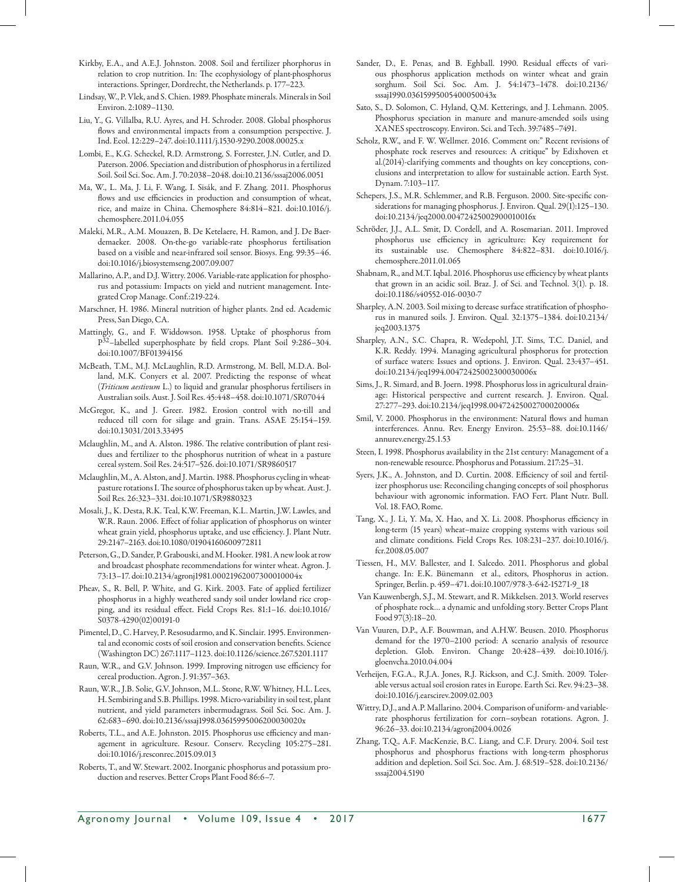Kirkby, E.A., and A.E.J. Johnston. 2008. Soil and fertilizer phorphorus in relation to crop nutrition. In: The ecophysiology of plant-phosphorus interactions. Springer, Dordrecht, the Netherlands. p. 177–223.

Lindsay, W., P. Vlek, and S. Chien. 1989. Phosphate minerals. Minerals in Soil Environ. 2:1089–1130.

Liu, Y., G. Villalba, R.U. Ayres, and H. Schroder. 2008. Global phosphorus flows and environmental impacts from a consumption perspective. J. Ind. Ecol. 12:229–247. doi:10.1111/j.1530-9290.2008.00025.x

Lombi, E., K.G. Scheckel, R.D. Armstrong, S. Forrester, J.N. Cutler, and D. Paterson. 2006. Speciation and distribution of phosphorus in a fertilized Soil. Soil Sci. Soc. Am. J. 70:2038–2048. doi:10.2136/sssaj2006.0051

Ma, W., L. Ma, J. Li, F. Wang, I. Sisák, and F. Zhang. 2011. Phosphorus flows and use efficiencies in production and consumption of wheat, rice, and maize in China. Chemosphere 84:814–821. doi:10.1016/j.chemosphere.2011.04.055

Maleki, M.R., A.M. Mouazen, B. De Ketelaere, H. Ramon, and J. De Baerdemaeker. 2008. On-the-go variable-rate phosphorus fertilisation based on a visible and near-infrared soil sensor. Biosys. Eng. 99:35–46. doi:10.1016/j.biosystemseng.2007.09.007

Mallarino, A.P., and D.J. Wittry. 2006. Variable-rate application for phosphorus and potassium: Impacts on yield and nutrient management. Integrated Crop Manage. Conf.:219-224.

Marschner, H. 1986. Mineral nutrition of higher plants. 2nd ed. Academic Press, San Diego, CA.

Mattingly, G., and F. Widdowson. 1958. Uptake of phosphorus from $P^{32}$–labelled superphosphate by field crops. Plant Soil 9:286–304. doi:10.1007/BF01394156

McBeath, T.M., M.J. McLaughlin, R.D. Armstrong, M. Bell, M.D.A. Bolland, M.K. Conyers et al. 2007. Predicting the response of wheat (*Triticum aestivum* L.) to liquid and granular phosphorus fertilisers in Australian soils. Aust. J. Soil Res. 45:448–458. doi:10.1071/SR07044

McGregor, K., and J. Greer. 1982. Erosion control with no-till and reduced till corn for silage and grain. Trans. ASAE 25:154–159. doi:10.13031/2013.33495

Mclaughlin, M., and A. Alston. 1986. The relative contribution of plant residues and fertilizer to the phosphorus nutrition of wheat in a pasture cereal system. Soil Res. 24:517–526. doi:10.1071/SR9860517

Mclaughlin, M., A. Alston, and J. Martin. 1988. Phosphorus cycling in wheat-pasture rotations I. The source of phosphorus taken up by wheat. Aust. J. Soil Res. 26:323–331. doi:10.1071/SR9880323

Mosali, J., K. Desta, R.K. Teal, K.W. Freeman, K.L. Martin, J.W. Lawles, and W.R. Raun. 2006. Effect of foliar application of phosphorus on winter wheat grain yield, phosphorus uptake, and use efficiency. J. Plant Nutr. 29:2147–2163. doi:10.1080/01904160600972811

Peterson, G., D. Sander, P. Grabouski, and M. Hooker. 1981. A new look at row and broadcast phosphate recommendations for winter wheat. Agron. J. 73:13–17. doi:10.2134/agronj1981.00021962007300010004x

Pheav, S., R. Bell, P. White, and G. Kirk. 2003. Fate of applied fertilizer phosphorus in a highly weathered sandy soil under lowland rice cropping, and its residual effect. Field Crops Res. 81:1–16. doi:10.1016/S0378-4290(02)00191-0

Pimentel, D., C. Harvey, P. Resosudarmo, and K. Sinclair. 1995. Environmental and economic costs of soil erosion and conservation benefits. Science (Washington DC) 267:1117–1123. doi:10.1126/science.267.5201.1117

Raun, W.R., and G.V. Johnson. 1999. Improving nitrogen use efficiency for cereal production. Agron. J. 91:357–363.

Raun, W.R., J.B. Solie, G.V. Johnson, M.L. Stone, R.W. Whitney, H.L. Lees, H. Sembiring and S.B. Phillips. 1998. Micro-variability in soil test, plant nutrient, and yield parameters inbermudagrass. Soil Sci. Soc. Am. J. 62:683–690. doi:10.2136/sssaj1998.03615995006200030020x

Roberts, T.L., and A.E. Johnston. 2015. Phosphorus use efficiency and management in agriculture. Resour. Conserv. Recycling 105:275–281. doi:10.1016/j.resconrec.2015.09.013

Roberts, T., and W. Stewart. 2002. Inorganic phosphorus and potassium production and reserves. Better Crops Plant Food 86:6–7.

Sander, D., E. Penas, and B. Eghball. 1990. Residual effects of various phosphorus application methods on winter wheat and grain sorghum. Soil Sci. Soc. Am. J. 54:1473–1478. doi:10.2136/sssaj1990.03615995005400050043x

Sato, S., D. Solomon, C. Hyland, Q.M. Ketterings, and J. Lehmann. 2005. Phosphorus speciation in manure and manure-amended soils using XANES spectroscopy. Environ. Sci. and Tech. 39:7485–7491.

Scholz, R.W., and F. W. Wellmer. 2016. Comment on:" Recent revisions of phosphate rock reserves and resources: A critique" by Edixhoven et al.(2014)-clarifying comments and thoughts on key conceptions, conclusions and interpretation to allow for sustainable action. Earth Syst. Dynam. 7:103–117.

Schepers, J.S., M.R. Schlemmer, and R.B. Ferguson. 2000. Site-specific considerations for managing phosphorus. J. Environ. Qual. 29(1):125–130. doi:10.2134/jeq2000.00472425002900010016x

Schröder, J.J., A.L. Smit, D. Cordell, and A. Rosemarian. 2011. Improved phosphorus use efficiency in agriculture: Key requirement for its sustainable use. Chemosphere 84:822–831. doi:10.1016/j.chemosphere.2011.01.065

Shabnam, R., and M.T. Iqbal. 2016. Phosphorus use efficiency by wheat plants that grown in an acidic soil. Braz. J. of Sci. and Technol. 3(1). p. 18. doi:10.1186/s40552-016-0030-7

Sharpley, A.N. 2003. Soil mixing to derease surface stratification of phosphorus in manured soils. J. Environ. Qual. 32:1375–1384. doi:10.2134/jeq2003.1375

Sharpley, A.N., S.C. Chapra, R. Wedepohl, J.T. Sims, T.C. Daniel, and K.R. Reddy. 1994. Managing agricultural phosphorus for protection of surface waters: Issues and options. J. Environ. Qual. 23:437–451. doi:10.2134/jeq1994.00472425002300030006x

Sims, J., R. Simard, and B. Joern. 1998. Phosphorus loss in agricultural drainage: Historical perspective and current research. J. Environ. Qual. 27:277–293. doi:10.2134/jeq1998.00472425002700020006x

Smil, V. 2000. Phosphorus in the environment: Natural flows and human interferences. Annu. Rev. Energy Environ. 25:53–88. doi:10.1146/annurev.energy.25.1.53

Steen, I. 1998. Phosphorus availability in the 21st century: Management of a non-renewable resource. Phosphorus and Potassium. 217:25–31.

Syers, J.K., A. Johnston, and D. Curtin. 2008. Efficiency of soil and fertilizer phosphorus use: Reconciling changing concepts of soil phosphorus behaviour with agronomic information. FAO Fert. Plant Nutr. Bull. Vol. 18. FAO, Rome.

Tang, X., J. Li, Y. Ma, X. Hao, and X. Li. 2008. Phosphorus efficiency in long-term (15 years) wheat–maize cropping systems with various soil and climate conditions. Field Crops Res. 108:231–237. doi:10.1016/j.fcr.2008.05.007

Tiessen, H., M.V. Ballester, and I. Salcedo. 2011. Phosphorus and global change. In: E.K. Bünemann et al., editors, Phosphorus in action. Springer, Berlin. p. 459–471. doi:10.1007/978-3-642-15271-9_18

Van Kauwenbergh, S.J., M. Stewart, and R. Mikkelsen. 2013. World reserves of phosphate rock... a dynamic and unfolding story. Better Crops Plant Food 97(3):18–20.

Van Vuuren, D.P., A.F. Bouwman, and A.H.W. Beusen. 2010. Phosphorus demand for the 1970–2100 period: A scenario analysis of resource depletion. Glob. Environ. Change 20:428–439. doi:10.1016/j.gloenvcha.2010.04.004

Verheijen, F.G.A., R.J.A. Jones, R.J. Rickson, and C.J. Smith. 2009. Tolerable versus actual soil erosion rates in Europe. Earth Sci. Rev. 94:23–38. doi:10.1016/j.earscirev.2009.02.003

Wittry, D.J., and A.P. Mallarino. 2004. Comparison of uniform- and variable-rate phosphorus fertilization for corn–soybean rotations. Agron. J. 96:26–33. doi:10.2134/agronj2004.0026

Zhang, T.Q., A.F. MacKenzie, B.C. Liang, and C.F. Drury. 2004. Soil test phosphorus and phosphorus fractions with long-term phosphorus addition and depletion. Soil Sci. Soc. Am. J. 68:519–528. doi:10.2136/sssaj2004.5190